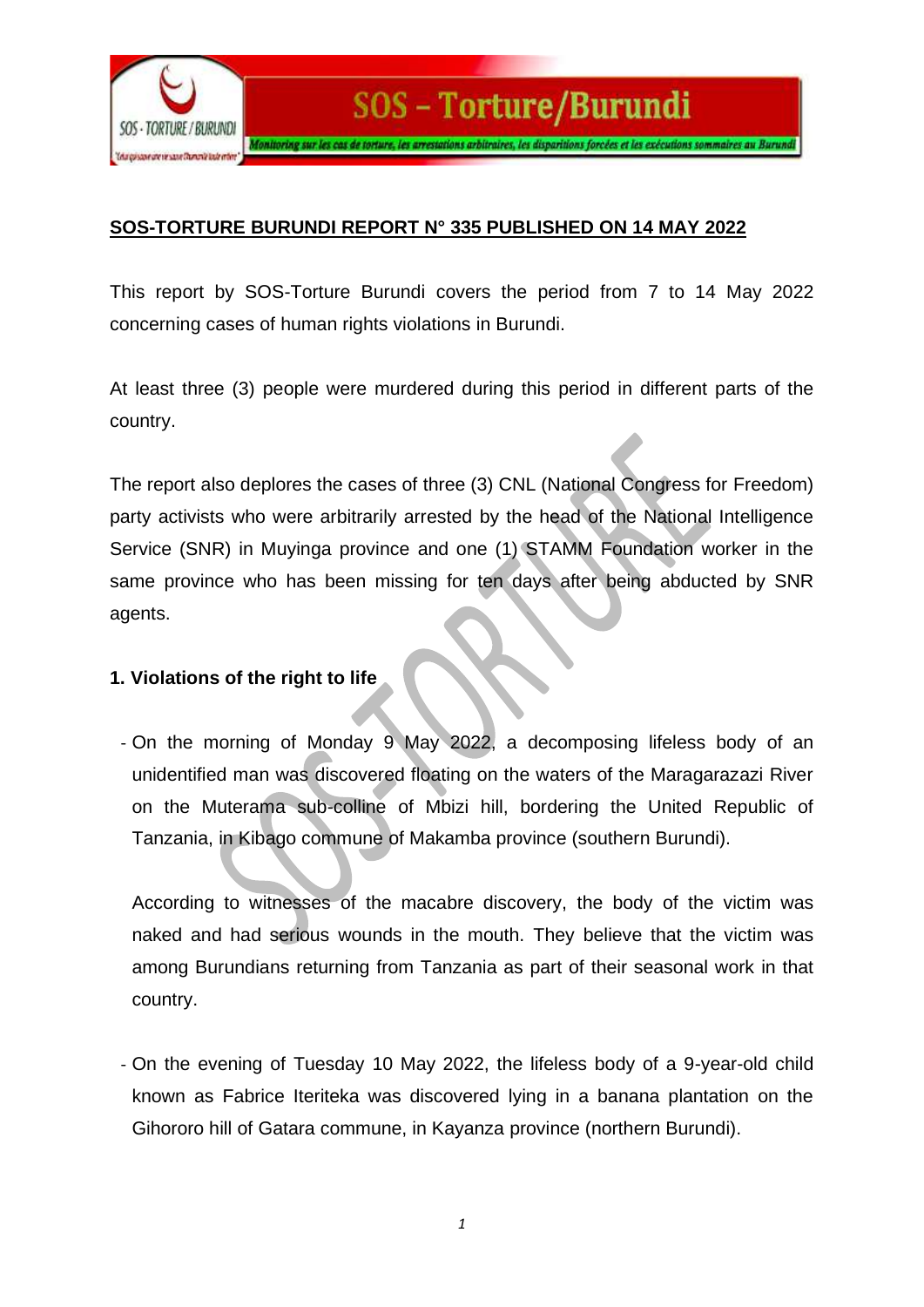## SOS-TORTURE BURUNDI REPORT N° 335 PUBLISHED ON 14 MAY 2022

This report by SOS-Torture Burundi covers the period from 7 to 14 May 2022 concerning cases of human rights violations in Burundi.

At least three (3) people were murdered during this period in different parts of the country.

The report also deplores the cases of three (3) CNL (National Congress for Freedom) party activists who were arbitrarily arrested by the head of the National Intelligence Service (SNR) in Muyinga province and one (1) STAMM Foundation worker in the same province who has been missing for ten days after being abducted by SNR agents.

### 1. Violations of the right to life

- On the morning of Monday 9 May 2022, a decomposing lifeless body of an unidentified man was discovered floating on the waters of the Maragarazazi River on the Muterama sub-colline of Mbizi hill, bordering the United Republic of Tanzania, in Kibago commune of Makamba province (southern Burundi).

  According to witnesses of the macabre discovery, the body of the victim was naked and had serious wounds in the mouth. They believe that the victim was among Burundians returning from Tanzania as part of their seasonal work in that country.

- On the evening of Tuesday 10 May 2022, the lifeless body of a 9-year-old child known as Fabrice Iteriteka was discovered lying in a banana plantation on the Gihororo hill of Gatara commune, in Kayanza province (northern Burundi).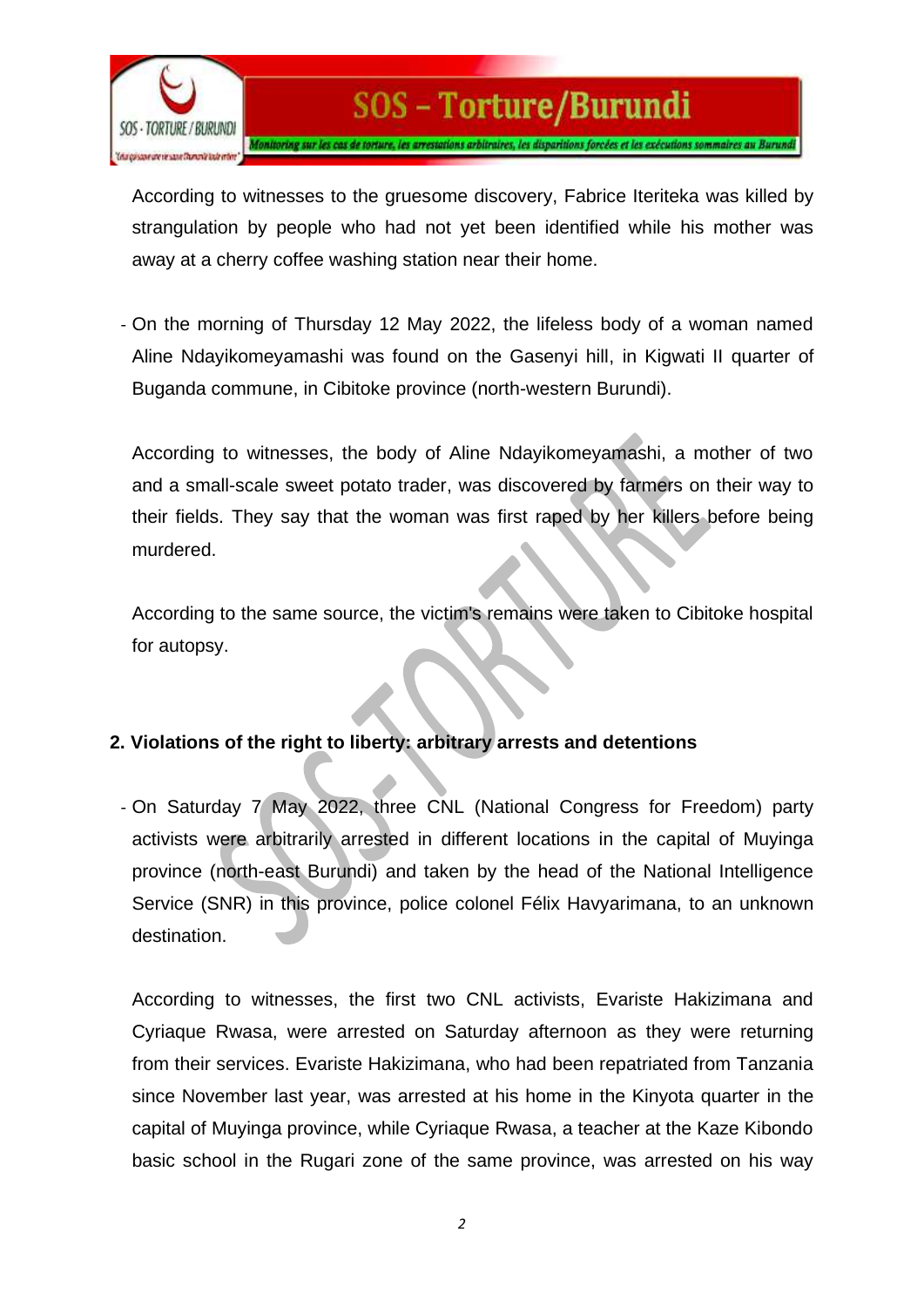According to witnesses to the gruesome discovery, Fabrice Iteriteka was killed by strangulation by people who had not yet been identified while his mother was away at a cherry coffee washing station near their home.

- On the morning of Thursday 12 May 2022, the lifeless body of a woman named Aline Ndayikomeyamashi was found on the Gasenyi hill, in Kigwati II quarter of Buganda commune, in Cibitoke province (north-western Burundi).

  According to witnesses, the body of Aline Ndayikomeyamashi, a mother of two and a small-scale sweet potato trader, was discovered by farmers on their way to their fields. They say that the woman was first raped by her killers before being murdered.

  According to the same source, the victim's remains were taken to Cibitoke hospital for autopsy.

## 2. Violations of the right to liberty: arbitrary arrests and detentions

- On Saturday 7 May 2022, three CNL (National Congress for Freedom) party activists were arbitrarily arrested in different locations in the capital of Muyinga province (north-east Burundi) and taken by the head of the National Intelligence Service (SNR) in this province, police colonel Félix Havyarimana, to an unknown destination.

  According to witnesses, the first two CNL activists, Evariste Hakizimana and Cyriaque Rwasa, were arrested on Saturday afternoon as they were returning from their services. Evariste Hakizimana, who had been repatriated from Tanzania since November last year, was arrested at his home in the Kinyota quarter in the capital of Muyinga province, while Cyriaque Rwasa, a teacher at the Kaze Kibondo basic school in the Rugari zone of the same province, was arrested on his way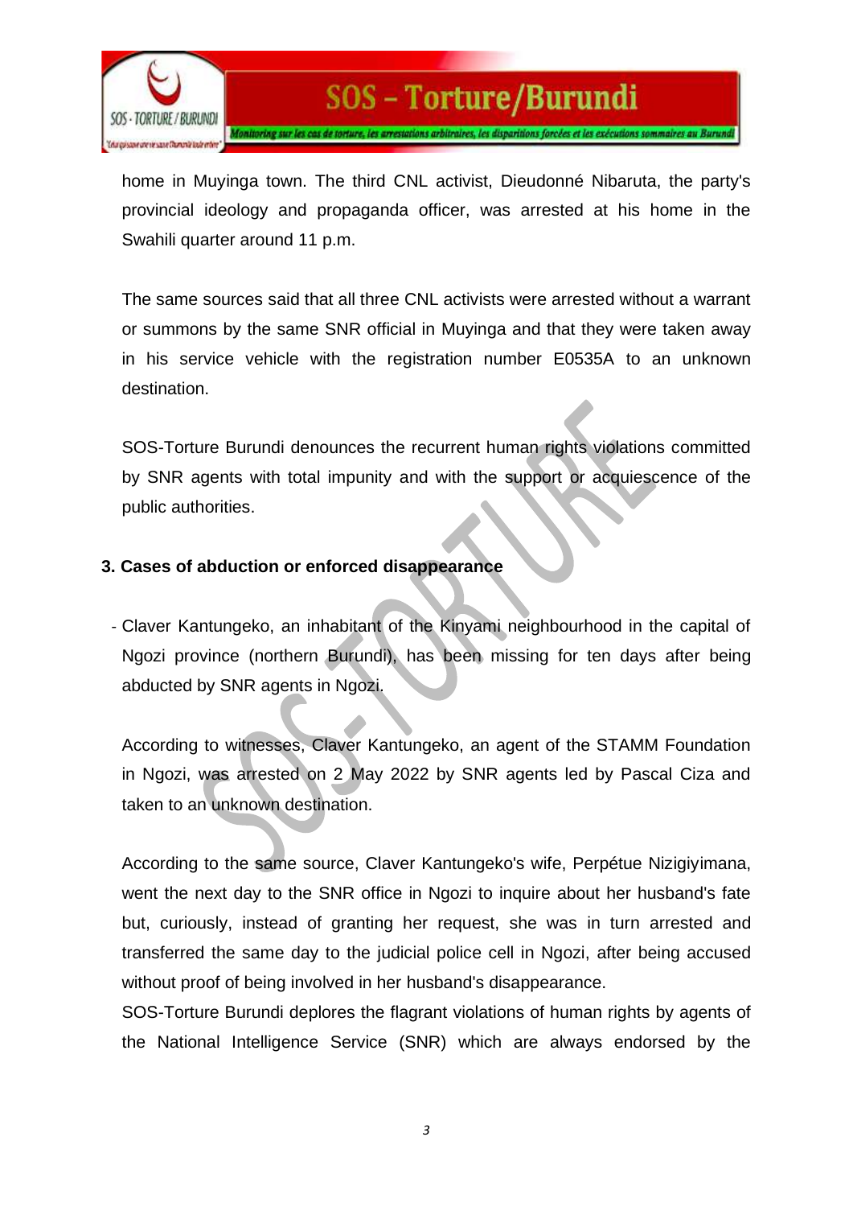home in Muyinga town. The third CNL activist, Dieudonné Nibaruta, the party's provincial ideology and propaganda officer, was arrested at his home in the Swahili quarter around 11 p.m.

The same sources said that all three CNL activists were arrested without a warrant or summons by the same SNR official in Muyinga and that they were taken away in his service vehicle with the registration number E0535A to an unknown destination.

SOS-Torture Burundi denounces the recurrent human rights violations committed by SNR agents with total impunity and with the support or acquiescence of the public authorities.

## 3. Cases of abduction or enforced disappearance

- Claver Kantungeko, an inhabitant of the Kinyami neighbourhood in the capital of Ngozi province (northern Burundi), has been missing for ten days after being abducted by SNR agents in Ngozi.

According to witnesses, Claver Kantungeko, an agent of the STAMM Foundation in Ngozi, was arrested on 2 May 2022 by SNR agents led by Pascal Ciza and taken to an unknown destination.

According to the same source, Claver Kantungeko's wife, Perpétue Nizigiyimana, went the next day to the SNR office in Ngozi to inquire about her husband's fate but, curiously, instead of granting her request, she was in turn arrested and transferred the same day to the judicial police cell in Ngozi, after being accused without proof of being involved in her husband's disappearance.

SOS-Torture Burundi deplores the flagrant violations of human rights by agents of the National Intelligence Service (SNR) which are always endorsed by the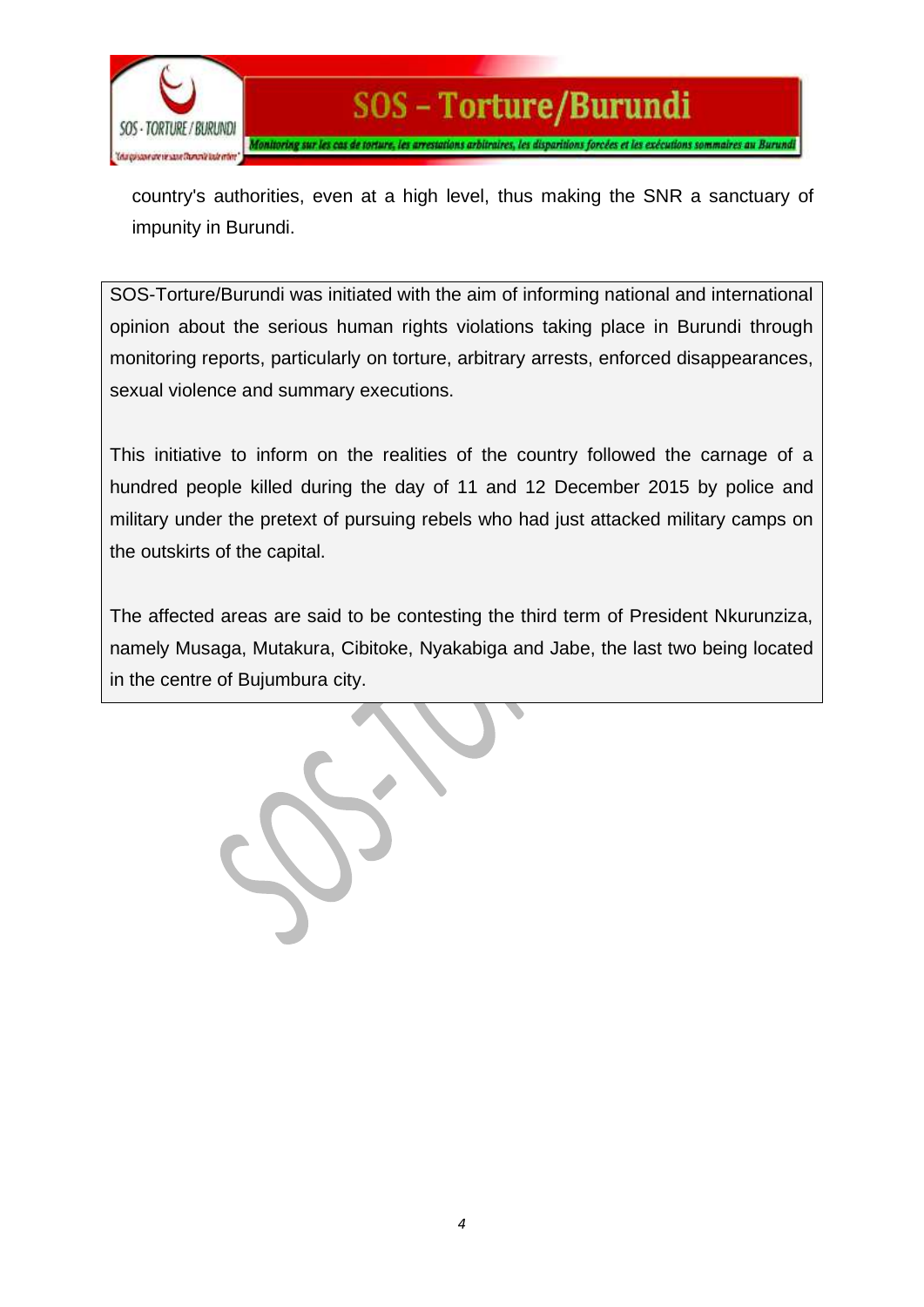country's authorities, even at a high level, thus making the SNR a sanctuary of impunity in Burundi.

SOS-Torture/Burundi was initiated with the aim of informing national and international opinion about the serious human rights violations taking place in Burundi through monitoring reports, particularly on torture, arbitrary arrests, enforced disappearances, sexual violence and summary executions.

This initiative to inform on the realities of the country followed the carnage of a hundred people killed during the day of 11 and 12 December 2015 by police and military under the pretext of pursuing rebels who had just attacked military camps on the outskirts of the capital.

The affected areas are said to be contesting the third term of President Nkurunziza, namely Musaga, Mutakura, Cibitoke, Nyakabiga and Jabe, the last two being located in the centre of Bujumbura city.